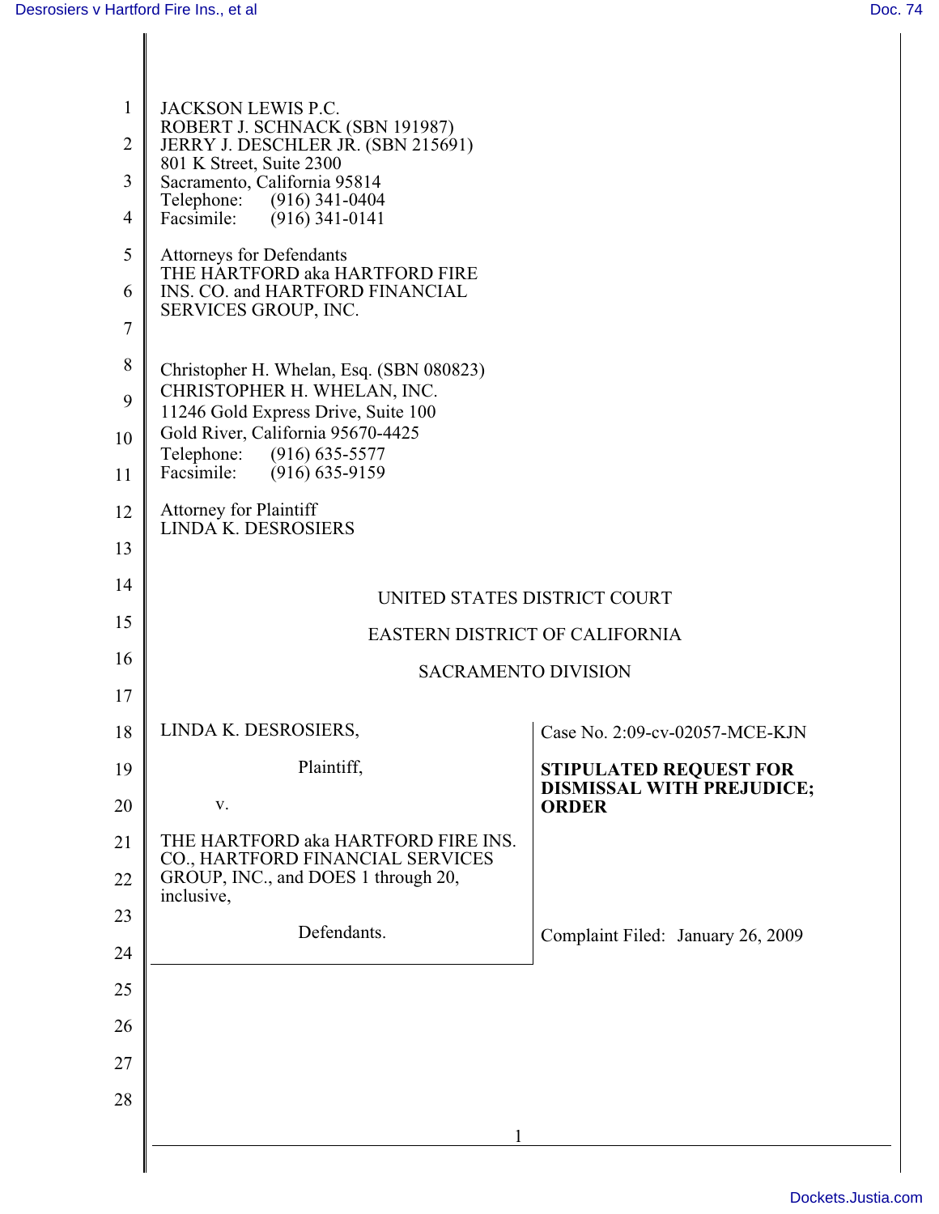JACKSON LEWIS P.C.
ROBERT J. SCHNACK (SBN 191987)
JERRY J. DESCHLER JR. (SBN 215691)
801 K Street, Suite 2300
Sacramento, California 95814
Telephone: (916) 341-0404
Facsimile: (916) 341-0141

Attorneys for Defendants
THE HARTFORD aka HARTFORD FIRE INS. CO. and HARTFORD FINANCIAL SERVICES GROUP, INC.

Christopher H. Whelan, Esq. (SBN 080823)
CHRISTOPHER H. WHELAN, INC.
11246 Gold Express Drive, Suite 100
Gold River, California 95670-4425
Telephone: (916) 635-5577
Facsimile: (916) 635-9159

Attorney for Plaintiff
LINDA K. DESROSIERS

UNITED STATES DISTRICT COURT

EASTERN DISTRICT OF CALIFORNIA

SACRAMENTO DIVISION

| | |
|---|---|
| LINDA K. DESROSIERS,<br><br>Plaintiff,<br><br>v.<br><br>THE HARTFORD aka HARTFORD FIRE INS. CO., HARTFORD FINANCIAL SERVICES GROUP, INC., and DOES 1 through 20, inclusive,<br><br>Defendants. | Case No. 2:09-cv-02057-MCE-KJN<br><br>**STIPULATED REQUEST FOR DISMISSAL WITH PREJUDICE; ORDER**<br><br>Complaint Filed: January 26, 2009 |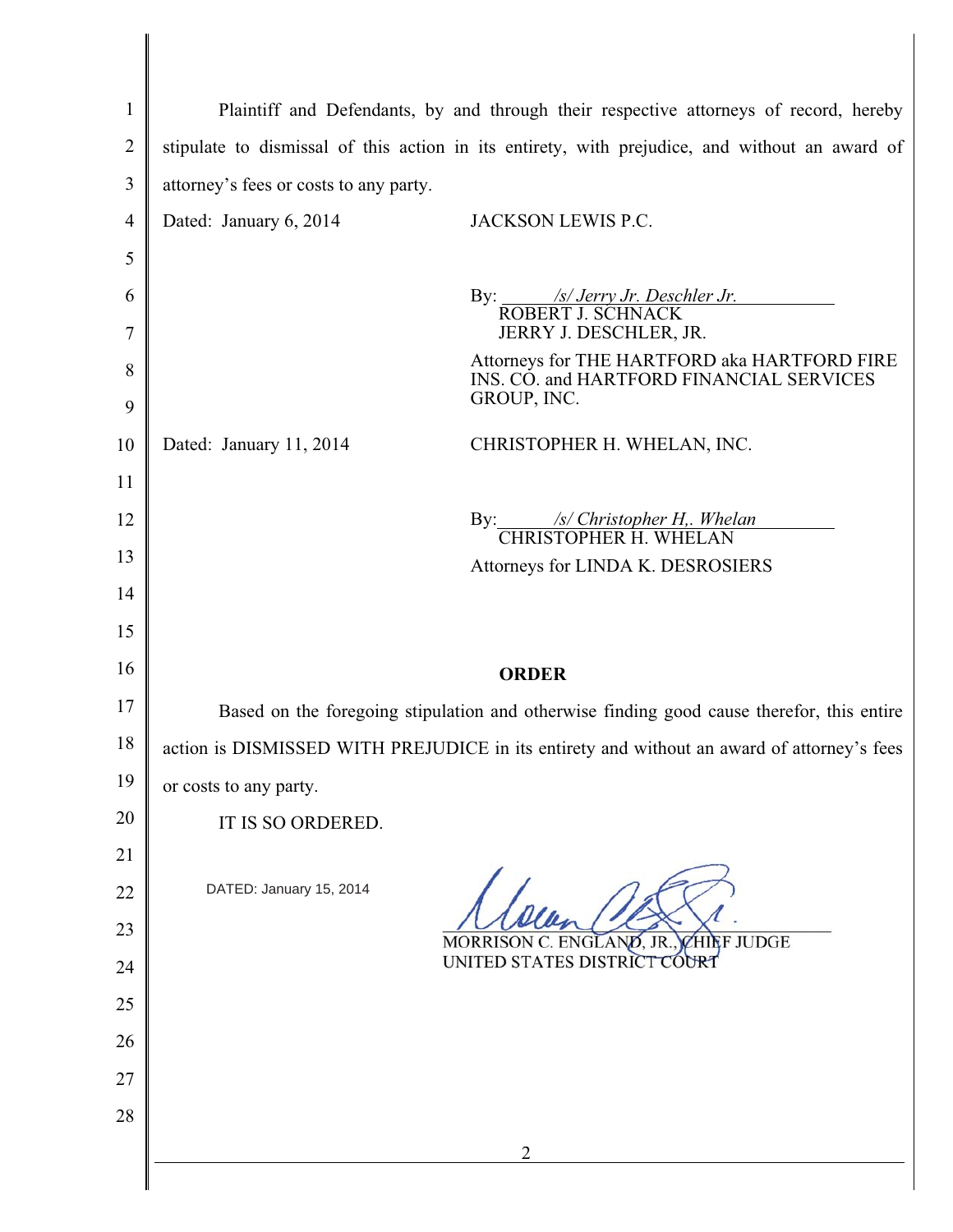Plaintiff and Defendants, by and through their respective attorneys of record, hereby stipulate to dismissal of this action in its entirety, with prejudice, and without an award of attorney's fees or costs to any party.

Dated: January 6, 2014

JACKSON LEWIS P.C.

By: /s/ Jerry Jr. Deschler Jr.
ROBERT J. SCHNACK
JERRY J. DESCHLER, JR.

Attorneys for THE HARTFORD aka HARTFORD FIRE INS. CO. and HARTFORD FINANCIAL SERVICES GROUP, INC.

Dated: January 11, 2014

CHRISTOPHER H. WHELAN, INC.

By: /s/ Christopher H,. Whelan
CHRISTOPHER H. WHELAN

Attorneys for LINDA K. DESROSIERS

**ORDER**

Based on the foregoing stipulation and otherwise finding good cause therefor, this entire action is DISMISSED WITH PREJUDICE in its entirety and without an award of attorney's fees or costs to any party.

IT IS SO ORDERED.

DATED: January 15, 2014

MORRISON C. ENGLAND, JR., CHIEF JUDGE
UNITED STATES DISTRICT COURT